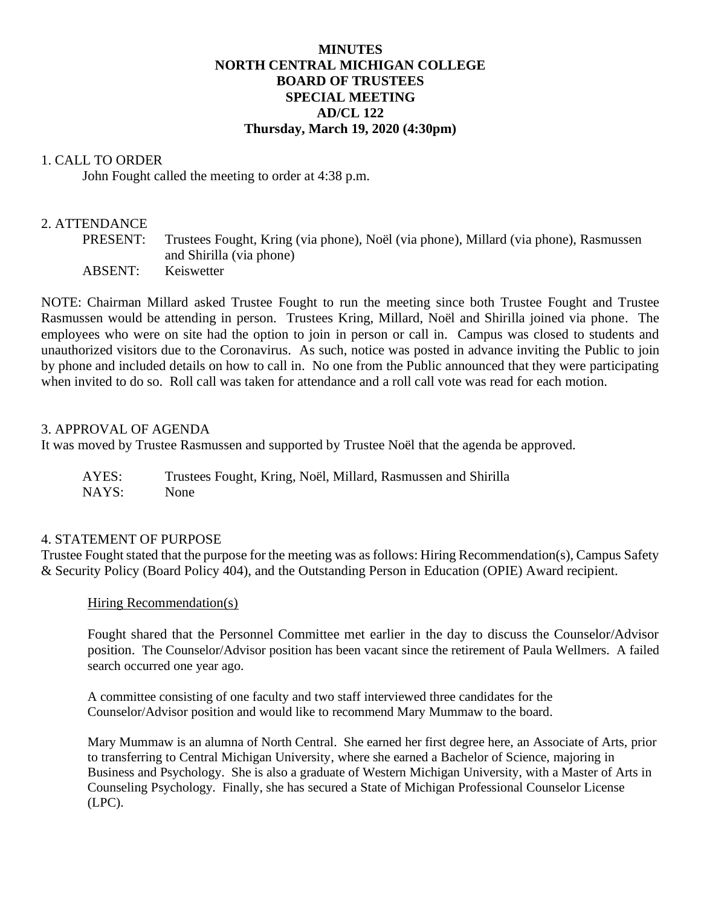# MINUTES
# NORTH CENTRAL MICHIGAN COLLEGE
# BOARD OF TRUSTEES
# SPECIAL MEETING
# AD/CL 122
# Thursday, March 19, 2020 (4:30pm)

## 1. CALL TO ORDER

John Fought called the meeting to order at 4:38 p.m.

## 2. ATTENDANCE

| | |
|---|---|
| PRESENT: | Trustees Fought, Kring (via phone), Noël (via phone), Millard (via phone), Rasmussen and Shirilla (via phone) |
| ABSENT: | Keiswetter |

NOTE: Chairman Millard asked Trustee Fought to run the meeting since both Trustee Fought and Trustee Rasmussen would be attending in person. Trustees Kring, Millard, Noël and Shirilla joined via phone. The employees who were on site had the option to join in person or call in. Campus was closed to students and unauthorized visitors due to the Coronavirus. As such, notice was posted in advance inviting the Public to join by phone and included details on how to call in. No one from the Public announced that they were participating when invited to do so. Roll call was taken for attendance and a roll call vote was read for each motion.

## 3. APPROVAL OF AGENDA

It was moved by Trustee Rasmussen and supported by Trustee Noël that the agenda be approved.

| | |
|---|---|
| AYES: | Trustees Fought, Kring, Noël, Millard, Rasmussen and Shirilla |
| NAYS: | None |

## 4. STATEMENT OF PURPOSE

Trustee Fought stated that the purpose for the meeting was as follows: Hiring Recommendation(s), Campus Safety & Security Policy (Board Policy 404), and the Outstanding Person in Education (OPIE) Award recipient.

Hiring Recommendation(s)

Fought shared that the Personnel Committee met earlier in the day to discuss the Counselor/Advisor position. The Counselor/Advisor position has been vacant since the retirement of Paula Wellmers. A failed search occurred one year ago.

A committee consisting of one faculty and two staff interviewed three candidates for the Counselor/Advisor position and would like to recommend Mary Mummaw to the board.

Mary Mummaw is an alumna of North Central. She earned her first degree here, an Associate of Arts, prior to transferring to Central Michigan University, where she earned a Bachelor of Science, majoring in Business and Psychology. She is also a graduate of Western Michigan University, with a Master of Arts in Counseling Psychology. Finally, she has secured a State of Michigan Professional Counselor License (LPC).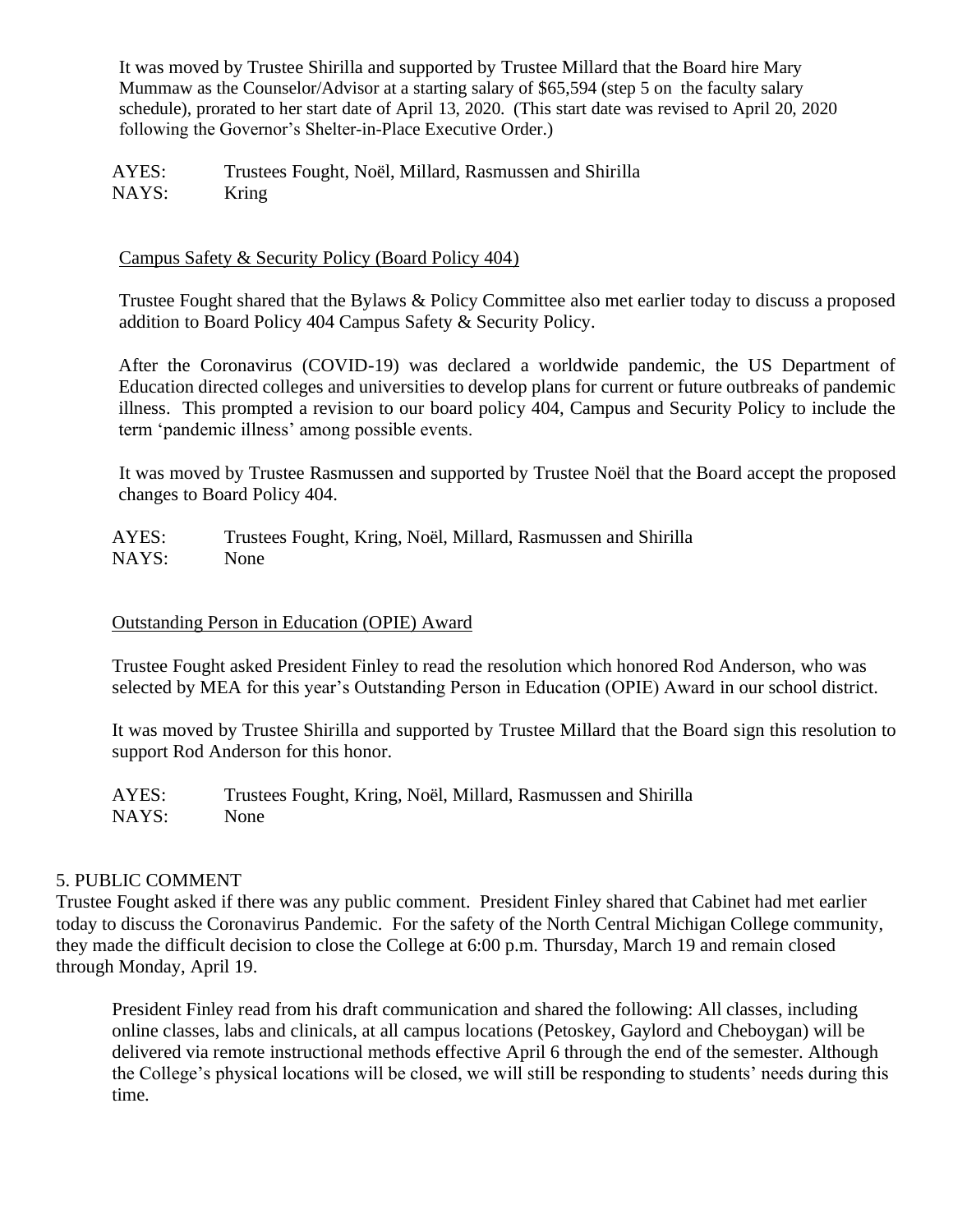It was moved by Trustee Shirilla and supported by Trustee Millard that the Board hire Mary Mummaw as the Counselor/Advisor at a starting salary of $65,594 (step 5 on the faculty salary schedule), prorated to her start date of April 13, 2020. (This start date was revised to April 20, 2020 following the Governor's Shelter-in-Place Executive Order.)

AYES: Trustees Fought, Noël, Millard, Rasmussen and Shirilla
NAYS: Kring

Campus Safety & Security Policy (Board Policy 404)

Trustee Fought shared that the Bylaws & Policy Committee also met earlier today to discuss a proposed addition to Board Policy 404 Campus Safety & Security Policy.

After the Coronavirus (COVID-19) was declared a worldwide pandemic, the US Department of Education directed colleges and universities to develop plans for current or future outbreaks of pandemic illness. This prompted a revision to our board policy 404, Campus and Security Policy to include the term 'pandemic illness' among possible events.

It was moved by Trustee Rasmussen and supported by Trustee Noël that the Board accept the proposed changes to Board Policy 404.

AYES: Trustees Fought, Kring, Noël, Millard, Rasmussen and Shirilla
NAYS: None

Outstanding Person in Education (OPIE) Award

Trustee Fought asked President Finley to read the resolution which honored Rod Anderson, who was selected by MEA for this year's Outstanding Person in Education (OPIE) Award in our school district.

It was moved by Trustee Shirilla and supported by Trustee Millard that the Board sign this resolution to support Rod Anderson for this honor.

AYES: Trustees Fought, Kring, Noël, Millard, Rasmussen and Shirilla
NAYS: None

5. PUBLIC COMMENT

Trustee Fought asked if there was any public comment. President Finley shared that Cabinet had met earlier today to discuss the Coronavirus Pandemic. For the safety of the North Central Michigan College community, they made the difficult decision to close the College at 6:00 p.m. Thursday, March 19 and remain closed through Monday, April 19.

President Finley read from his draft communication and shared the following: All classes, including online classes, labs and clinicals, at all campus locations (Petoskey, Gaylord and Cheboygan) will be delivered via remote instructional methods effective April 6 through the end of the semester. Although the College's physical locations will be closed, we will still be responding to students' needs during this time.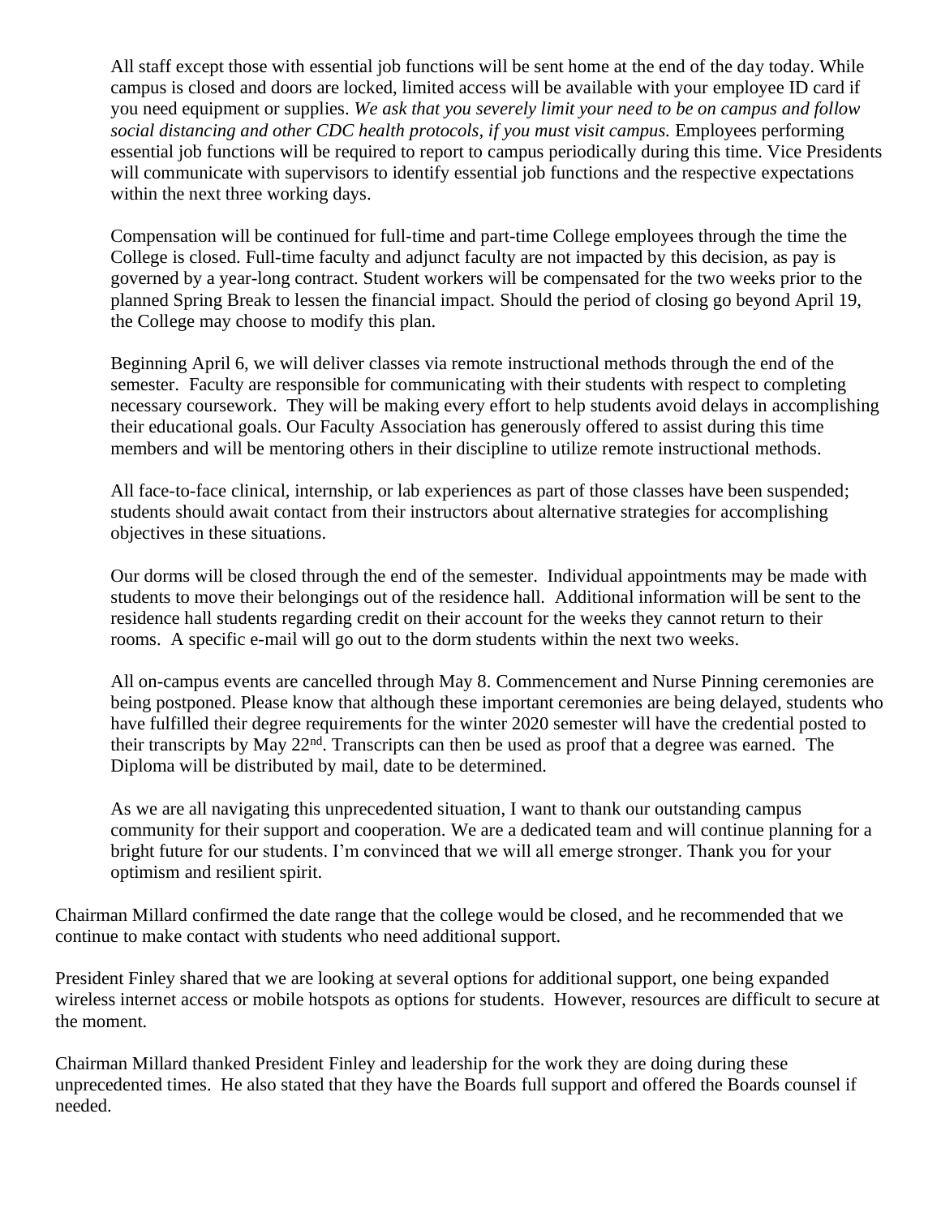All staff except those with essential job functions will be sent home at the end of the day today. While campus is closed and doors are locked, limited access will be available with your employee ID card if you need equipment or supplies. *We ask that you severely limit your need to be on campus and follow social distancing and other CDC health protocols, if you must visit campus.* Employees performing essential job functions will be required to report to campus periodically during this time. Vice Presidents will communicate with supervisors to identify essential job functions and the respective expectations within the next three working days.

Compensation will be continued for full-time and part-time College employees through the time the College is closed. Full-time faculty and adjunct faculty are not impacted by this decision, as pay is governed by a year-long contract. Student workers will be compensated for the two weeks prior to the planned Spring Break to lessen the financial impact. Should the period of closing go beyond April 19, the College may choose to modify this plan.

Beginning April 6, we will deliver classes via remote instructional methods through the end of the semester. Faculty are responsible for communicating with their students with respect to completing necessary coursework. They will be making every effort to help students avoid delays in accomplishing their educational goals. Our Faculty Association has generously offered to assist during this time members and will be mentoring others in their discipline to utilize remote instructional methods.

All face-to-face clinical, internship, or lab experiences as part of those classes have been suspended; students should await contact from their instructors about alternative strategies for accomplishing objectives in these situations.

Our dorms will be closed through the end of the semester. Individual appointments may be made with students to move their belongings out of the residence hall. Additional information will be sent to the residence hall students regarding credit on their account for the weeks they cannot return to their rooms. A specific e-mail will go out to the dorm students within the next two weeks.

All on-campus events are cancelled through May 8. Commencement and Nurse Pinning ceremonies are being postponed. Please know that although these important ceremonies are being delayed, students who have fulfilled their degree requirements for the winter 2020 semester will have the credential posted to their transcripts by May 22nd. Transcripts can then be used as proof that a degree was earned. The Diploma will be distributed by mail, date to be determined.

As we are all navigating this unprecedented situation, I want to thank our outstanding campus community for their support and cooperation. We are a dedicated team and will continue planning for a bright future for our students. I'm convinced that we will all emerge stronger. Thank you for your optimism and resilient spirit.

Chairman Millard confirmed the date range that the college would be closed, and he recommended that we continue to make contact with students who need additional support.

President Finley shared that we are looking at several options for additional support, one being expanded wireless internet access or mobile hotspots as options for students. However, resources are difficult to secure at the moment.

Chairman Millard thanked President Finley and leadership for the work they are doing during these unprecedented times. He also stated that they have the Boards full support and offered the Boards counsel if needed.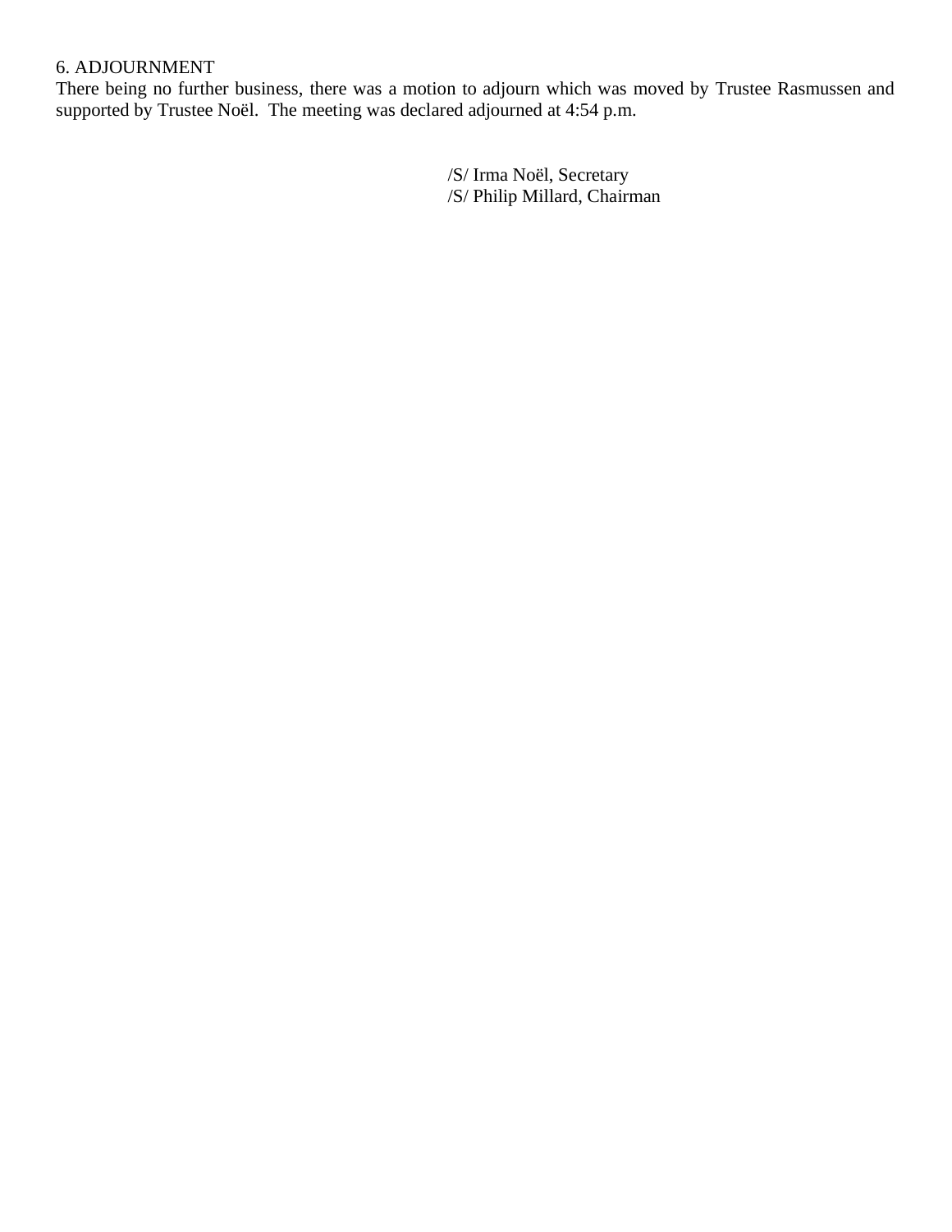6. ADJOURNMENT

There being no further business, there was a motion to adjourn which was moved by Trustee Rasmussen and supported by Trustee Noël. The meeting was declared adjourned at 4:54 p.m.

/S/ Irma Noël, Secretary
/S/ Philip Millard, Chairman